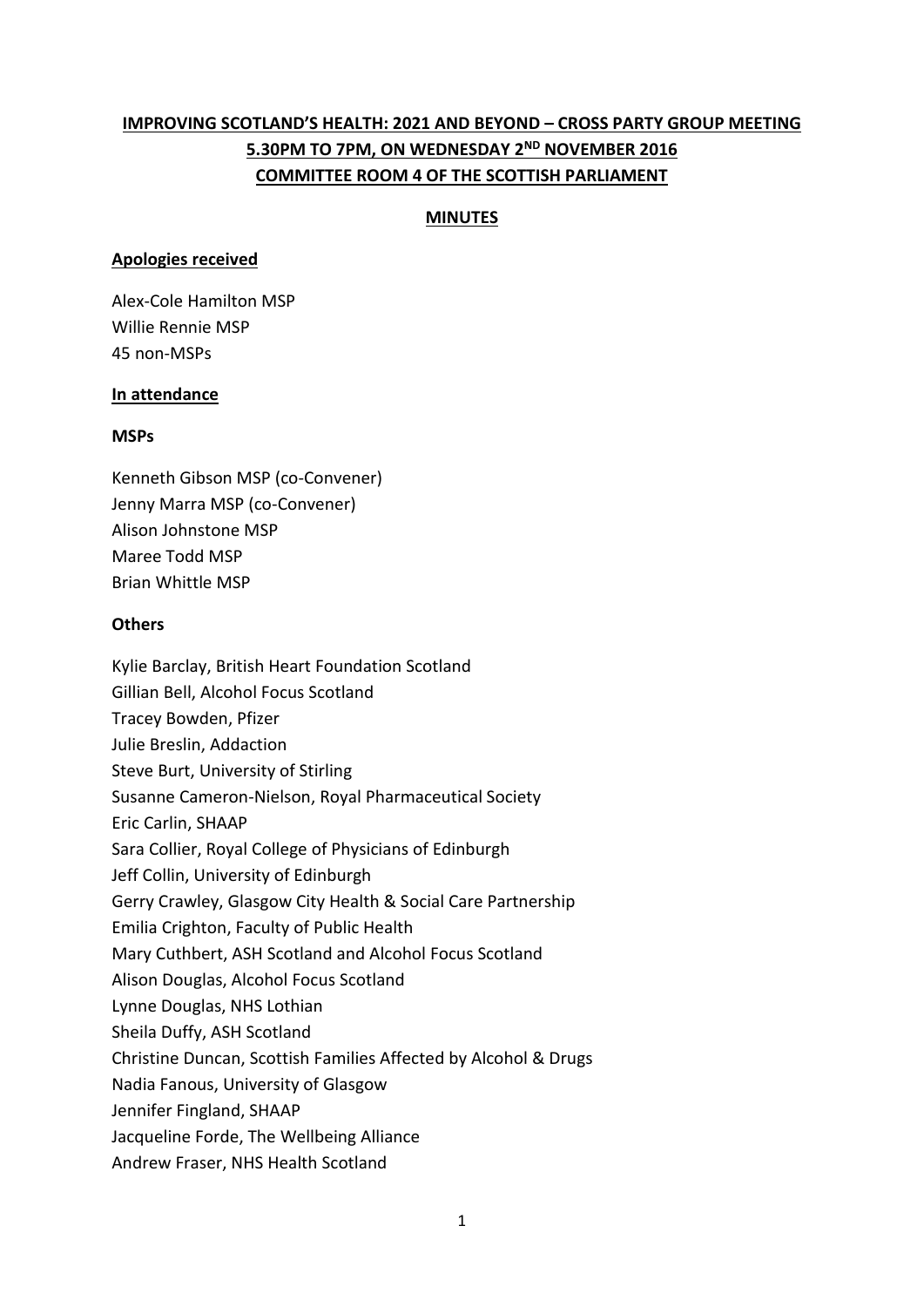# IMPROVING SCOTLAND'S HEALTH: 2021 AND BEYOND – CROSS PARTY GROUP MEETING 5.30PM TO 7PM, ON WEDNESDAY 2ND NOVEMBER 2016 COMMITTEE ROOM 4 OF THE SCOTTISH PARLIAMENT

## MINUTES

### Apologies received

Alex-Cole Hamilton MSP
Willie Rennie MSP
45 non-MSPs

### In attendance

#### MSPs

Kenneth Gibson MSP (co-Convener)
Jenny Marra MSP (co-Convener)
Alison Johnstone MSP
Maree Todd MSP
Brian Whittle MSP

#### Others

Kylie Barclay, British Heart Foundation Scotland
Gillian Bell, Alcohol Focus Scotland
Tracey Bowden, Pfizer
Julie Breslin, Addaction
Steve Burt, University of Stirling
Susanne Cameron-Nielson, Royal Pharmaceutical Society
Eric Carlin, SHAAP
Sara Collier, Royal College of Physicians of Edinburgh
Jeff Collin, University of Edinburgh
Gerry Crawley, Glasgow City Health & Social Care Partnership
Emilia Crighton, Faculty of Public Health
Mary Cuthbert, ASH Scotland and Alcohol Focus Scotland
Alison Douglas, Alcohol Focus Scotland
Lynne Douglas, NHS Lothian
Sheila Duffy, ASH Scotland
Christine Duncan, Scottish Families Affected by Alcohol & Drugs
Nadia Fanous, University of Glasgow
Jennifer Fingland, SHAAP
Jacqueline Forde, The Wellbeing Alliance
Andrew Fraser, NHS Health Scotland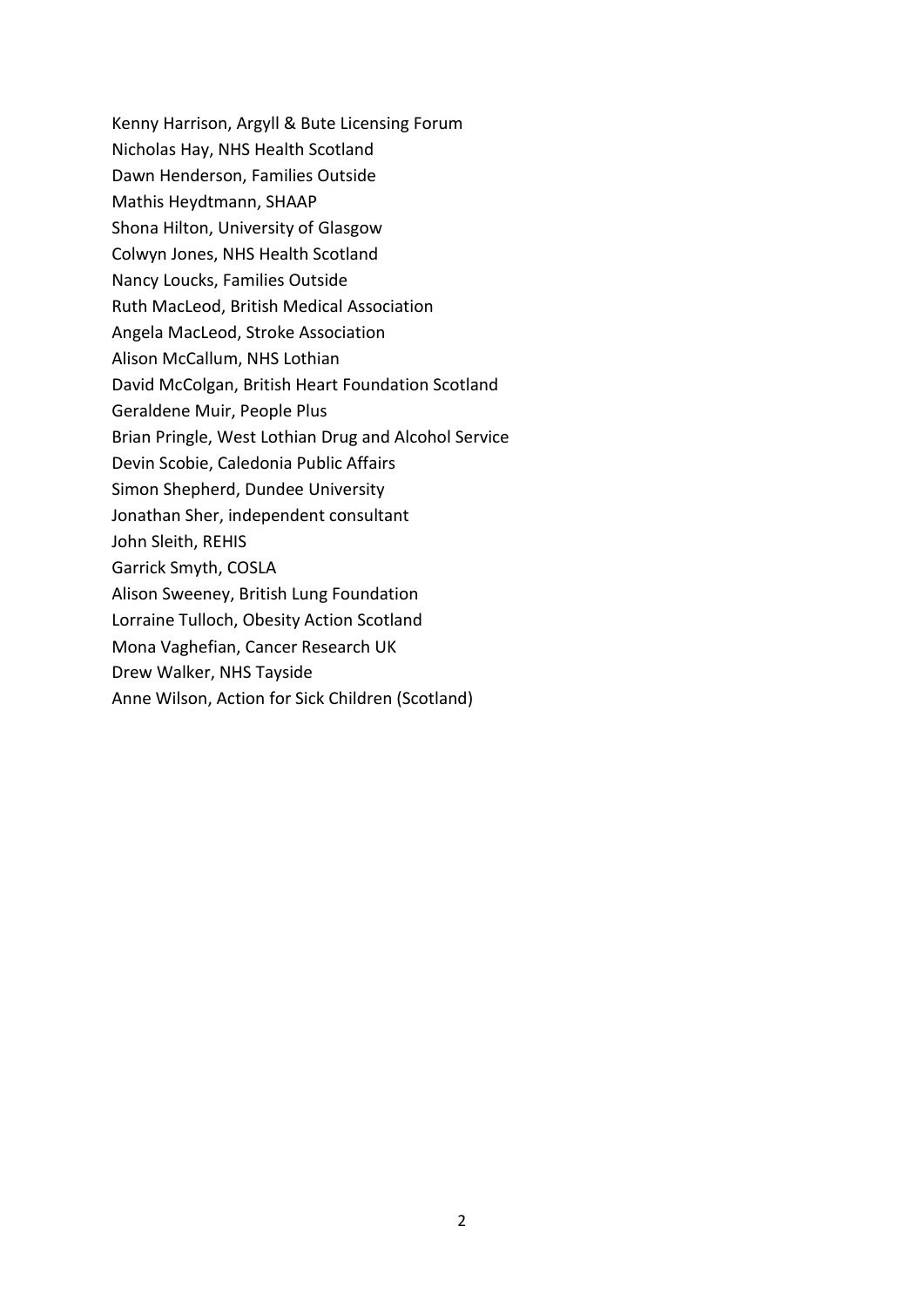Kenny Harrison, Argyll & Bute Licensing Forum
Nicholas Hay, NHS Health Scotland
Dawn Henderson, Families Outside
Mathis Heydtmann, SHAAP
Shona Hilton, University of Glasgow
Colwyn Jones, NHS Health Scotland
Nancy Loucks, Families Outside
Ruth MacLeod, British Medical Association
Angela MacLeod, Stroke Association
Alison McCallum, NHS Lothian
David McColgan, British Heart Foundation Scotland
Geraldene Muir, People Plus
Brian Pringle, West Lothian Drug and Alcohol Service
Devin Scobie, Caledonia Public Affairs
Simon Shepherd, Dundee University
Jonathan Sher, independent consultant
John Sleith, REHIS
Garrick Smyth, COSLA
Alison Sweeney, British Lung Foundation
Lorraine Tulloch, Obesity Action Scotland
Mona Vaghefian, Cancer Research UK
Drew Walker, NHS Tayside
Anne Wilson, Action for Sick Children (Scotland)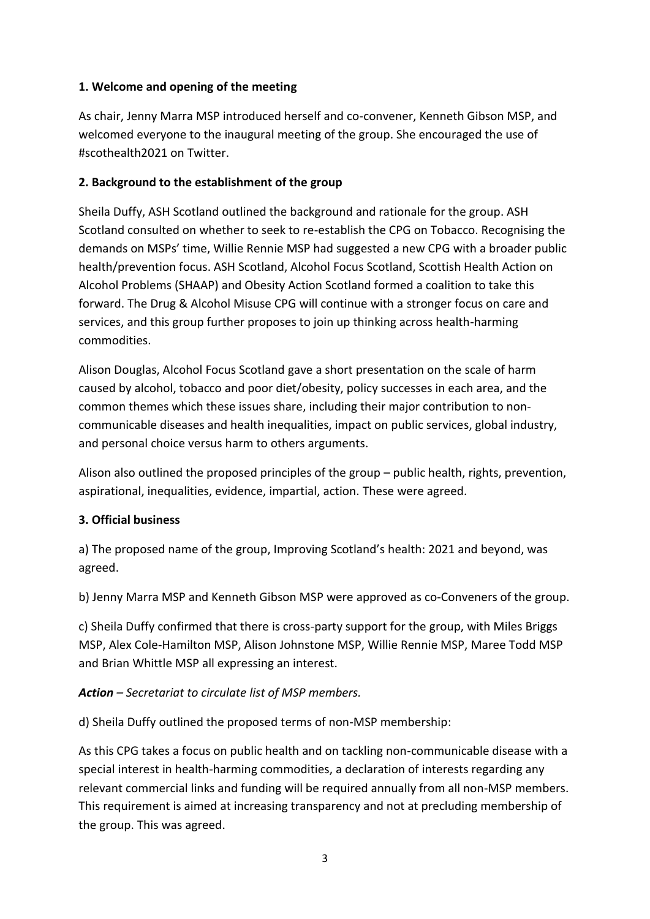**1. Welcome and opening of the meeting**

As chair, Jenny Marra MSP introduced herself and co-convener, Kenneth Gibson MSP, and welcomed everyone to the inaugural meeting of the group. She encouraged the use of #scothealth2021 on Twitter.

**2. Background to the establishment of the group**

Sheila Duffy, ASH Scotland outlined the background and rationale for the group. ASH Scotland consulted on whether to seek to re-establish the CPG on Tobacco. Recognising the demands on MSPs' time, Willie Rennie MSP had suggested a new CPG with a broader public health/prevention focus. ASH Scotland, Alcohol Focus Scotland, Scottish Health Action on Alcohol Problems (SHAAP) and Obesity Action Scotland formed a coalition to take this forward. The Drug & Alcohol Misuse CPG will continue with a stronger focus on care and services, and this group further proposes to join up thinking across health-harming commodities.

Alison Douglas, Alcohol Focus Scotland gave a short presentation on the scale of harm caused by alcohol, tobacco and poor diet/obesity, policy successes in each area, and the common themes which these issues share, including their major contribution to non-communicable diseases and health inequalities, impact on public services, global industry, and personal choice versus harm to others arguments.

Alison also outlined the proposed principles of the group – public health, rights, prevention, aspirational, inequalities, evidence, impartial, action. These were agreed.

**3. Official business**

a) The proposed name of the group, Improving Scotland's health: 2021 and beyond, was agreed.

b) Jenny Marra MSP and Kenneth Gibson MSP were approved as co-Conveners of the group.

c) Sheila Duffy confirmed that there is cross-party support for the group, with Miles Briggs MSP, Alex Cole-Hamilton MSP, Alison Johnstone MSP, Willie Rennie MSP, Maree Todd MSP and Brian Whittle MSP all expressing an interest.

***Action** – Secretariat to circulate list of MSP members.*

d) Sheila Duffy outlined the proposed terms of non-MSP membership:

As this CPG takes a focus on public health and on tackling non-communicable disease with a special interest in health-harming commodities, a declaration of interests regarding any relevant commercial links and funding will be required annually from all non-MSP members. This requirement is aimed at increasing transparency and not at precluding membership of the group. This was agreed.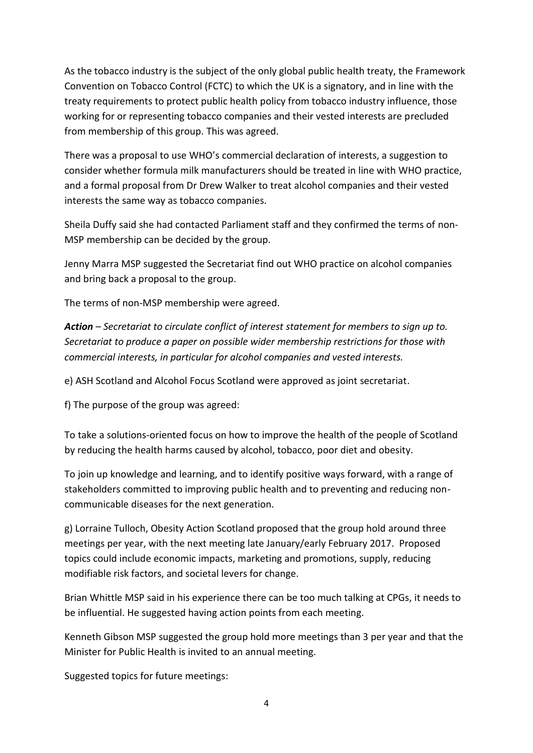As the tobacco industry is the subject of the only global public health treaty, the Framework Convention on Tobacco Control (FCTC) to which the UK is a signatory, and in line with the treaty requirements to protect public health policy from tobacco industry influence, those working for or representing tobacco companies and their vested interests are precluded from membership of this group. This was agreed.

There was a proposal to use WHO's commercial declaration of interests, a suggestion to consider whether formula milk manufacturers should be treated in line with WHO practice, and a formal proposal from Dr Drew Walker to treat alcohol companies and their vested interests the same way as tobacco companies.

Sheila Duffy said she had contacted Parliament staff and they confirmed the terms of non-MSP membership can be decided by the group.

Jenny Marra MSP suggested the Secretariat find out WHO practice on alcohol companies and bring back a proposal to the group.

The terms of non-MSP membership were agreed.

***Action*** *– Secretariat to circulate conflict of interest statement for members to sign up to. Secretariat to produce a paper on possible wider membership restrictions for those with commercial interests, in particular for alcohol companies and vested interests.*

e) ASH Scotland and Alcohol Focus Scotland were approved as joint secretariat.

f) The purpose of the group was agreed:

To take a solutions-oriented focus on how to improve the health of the people of Scotland by reducing the health harms caused by alcohol, tobacco, poor diet and obesity.

To join up knowledge and learning, and to identify positive ways forward, with a range of stakeholders committed to improving public health and to preventing and reducing non-communicable diseases for the next generation.

g) Lorraine Tulloch, Obesity Action Scotland proposed that the group hold around three meetings per year, with the next meeting late January/early February 2017. Proposed topics could include economic impacts, marketing and promotions, supply, reducing modifiable risk factors, and societal levers for change.

Brian Whittle MSP said in his experience there can be too much talking at CPGs, it needs to be influential. He suggested having action points from each meeting.

Kenneth Gibson MSP suggested the group hold more meetings than 3 per year and that the Minister for Public Health is invited to an annual meeting.

Suggested topics for future meetings: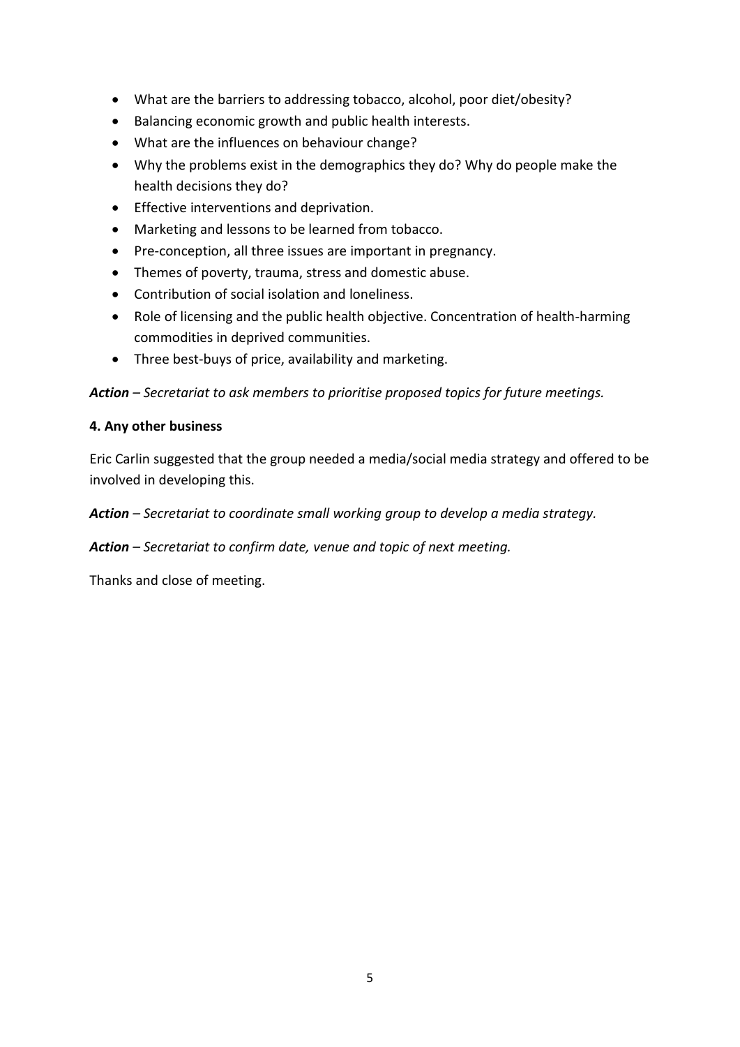- What are the barriers to addressing tobacco, alcohol, poor diet/obesity?
- Balancing economic growth and public health interests.
- What are the influences on behaviour change?
- Why the problems exist in the demographics they do? Why do people make the health decisions they do?
- Effective interventions and deprivation.
- Marketing and lessons to be learned from tobacco.
- Pre-conception, all three issues are important in pregnancy.
- Themes of poverty, trauma, stress and domestic abuse.
- Contribution of social isolation and loneliness.
- Role of licensing and the public health objective. Concentration of health-harming commodities in deprived communities.
- Three best-buys of price, availability and marketing.

***Action*** *– Secretariat to ask members to prioritise proposed topics for future meetings.*

**4. Any other business**

Eric Carlin suggested that the group needed a media/social media strategy and offered to be involved in developing this.

***Action*** *– Secretariat to coordinate small working group to develop a media strategy.*

***Action*** *– Secretariat to confirm date, venue and topic of next meeting.*

Thanks and close of meeting.